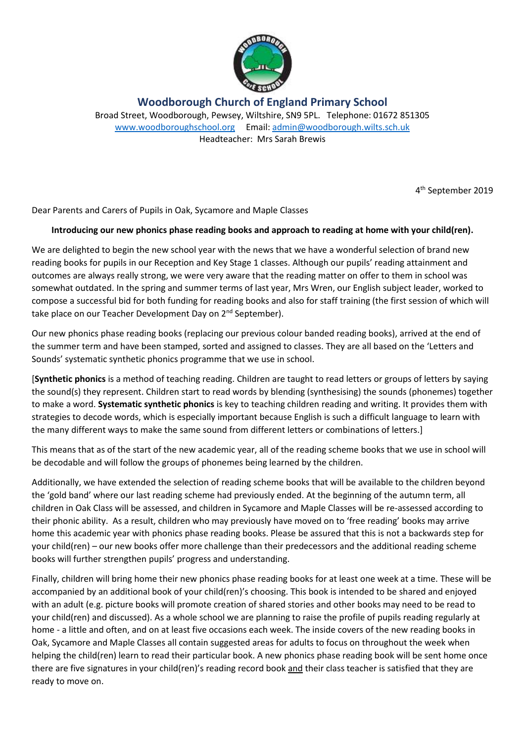# Woodborough Church of England Primary School

Broad Street, Woodborough, Pewsey, Wiltshire, SN9 5PL. Telephone: 01672 851305
www.woodboroughschool.org Email: admin@woodborough.wilts.sch.uk
Headteacher: Mrs Sarah Brewis

4th September 2019

Dear Parents and Carers of Pupils in Oak, Sycamore and Maple Classes

**Introducing our new phonics phase reading books and approach to reading at home with your child(ren).**

We are delighted to begin the new school year with the news that we have a wonderful selection of brand new reading books for pupils in our Reception and Key Stage 1 classes. Although our pupils' reading attainment and outcomes are always really strong, we were very aware that the reading matter on offer to them in school was somewhat outdated. In the spring and summer terms of last year, Mrs Wren, our English subject leader, worked to compose a successful bid for both funding for reading books and also for staff training (the first session of which will take place on our Teacher Development Day on 2nd September).

Our new phonics phase reading books (replacing our previous colour banded reading books), arrived at the end of the summer term and have been stamped, sorted and assigned to classes. They are all based on the 'Letters and Sounds' systematic synthetic phonics programme that we use in school.

[**Synthetic phonics** is a method of teaching reading. Children are taught to read letters or groups of letters by saying the sound(s) they represent. Children start to read words by blending (synthesising) the sounds (phonemes) together to make a word. **Systematic synthetic phonics** is key to teaching children reading and writing. It provides them with strategies to decode words, which is especially important because English is such a difficult language to learn with the many different ways to make the same sound from different letters or combinations of letters.]

This means that as of the start of the new academic year, all of the reading scheme books that we use in school will be decodable and will follow the groups of phonemes being learned by the children.

Additionally, we have extended the selection of reading scheme books that will be available to the children beyond the 'gold band' where our last reading scheme had previously ended. At the beginning of the autumn term, all children in Oak Class will be assessed, and children in Sycamore and Maple Classes will be re-assessed according to their phonic ability. As a result, children who may previously have moved on to 'free reading' books may arrive home this academic year with phonics phase reading books. Please be assured that this is not a backwards step for your child(ren) – our new books offer more challenge than their predecessors and the additional reading scheme books will further strengthen pupils' progress and understanding.

Finally, children will bring home their new phonics phase reading books for at least one week at a time. These will be accompanied by an additional book of your child(ren)'s choosing. This book is intended to be shared and enjoyed with an adult (e.g. picture books will promote creation of shared stories and other books may need to be read to your child(ren) and discussed). As a whole school we are planning to raise the profile of pupils reading regularly at home - a little and often, and on at least five occasions each week. The inside covers of the new reading books in Oak, Sycamore and Maple Classes all contain suggested areas for adults to focus on throughout the week when helping the child(ren) learn to read their particular book. A new phonics phase reading book will be sent home once there are five signatures in your child(ren)'s reading record book and their class teacher is satisfied that they are ready to move on.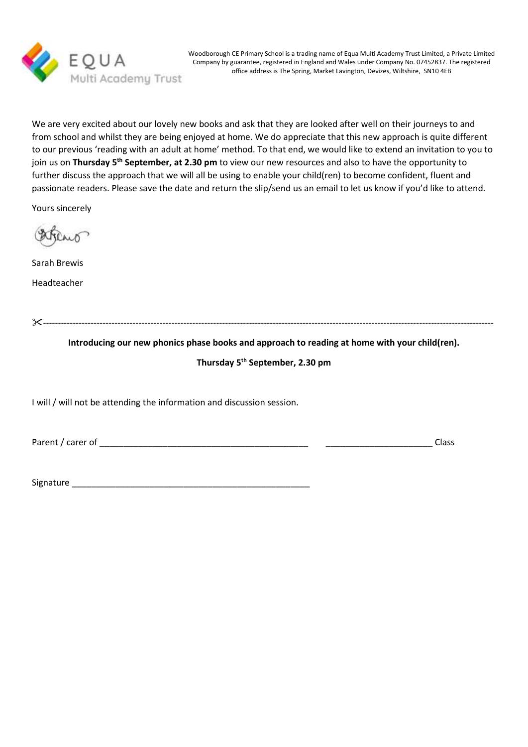Woodborough CE Primary School is a trading name of Equa Multi Academy Trust Limited, a Private Limited Company by guarantee, registered in England and Wales under Company No. 07452837. The registered office address is The Spring, Market Lavington, Devizes, Wiltshire, SN10 4EB

We are very excited about our lovely new books and ask that they are looked after well on their journeys to and from school and whilst they are being enjoyed at home. We do appreciate that this new approach is quite different to our previous 'reading with an adult at home' method. To that end, we would like to extend an invitation to you to join us on **Thursday 5th September, at 2.30 pm** to view our new resources and also to have the opportunity to further discuss the approach that we will all be using to enable your child(ren) to become confident, fluent and passionate readers. Please save the date and return the slip/send us an email to let us know if you'd like to attend.

Yours sincerely

Sarah Brewis

Headteacher

✂------------------------------------------------------------------------------------------------------------

**Introducing our new phonics phase books and approach to reading at home with your child(ren).**

**Thursday 5th September, 2.30 pm**

I will / will not be attending the information and discussion session.

Parent / carer of ___________________________________________ ______________________ Class

Signature __________________________________________________